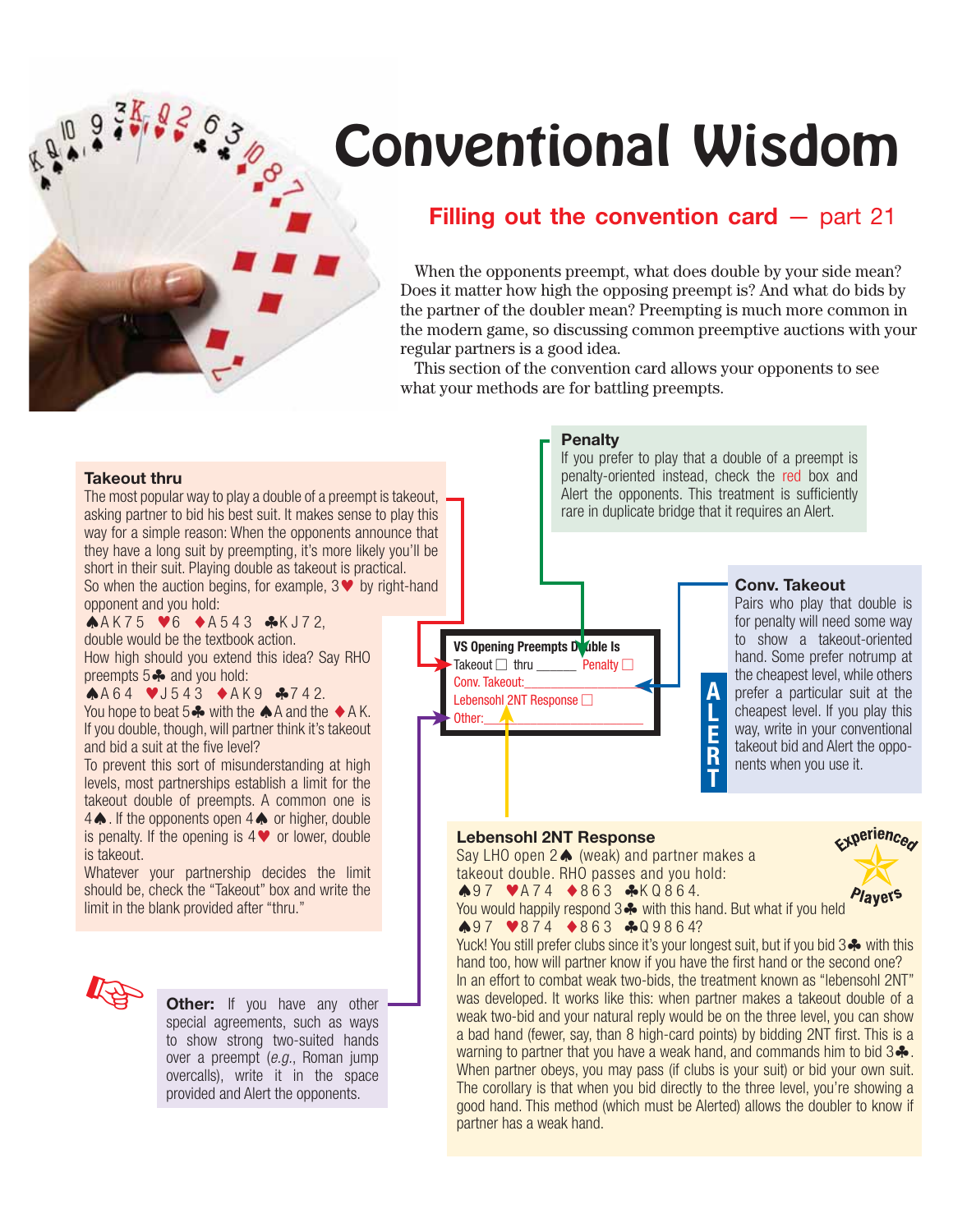# Conventional Wisdom

## Filling out the convention card — part 21

When the opponents preempt, what does double by your side mean? Does it matter how high the opposing preempt is? And what do bids by the partner of the doubler mean? Preempting is much more common in the modern game, so discussing common preemptive auctions with your regular partners is a good idea.

This section of the convention card allows your opponents to see what your methods are for battling preempts.

**VS Opening Preempts Double Is**
Takeout ☐ thru ______ Penalty ☐
Conv. Takeout: ______
Lebensohl 2NT Response ☐
Other: ______

### Takeout thru

The most popular way to play a double of a preempt is takeout, asking partner to bid his best suit. It makes sense to play this way for a simple reason: When the opponents announce that they have a long suit by preempting, it's more likely you'll be short in their suit. Playing double as takeout is practical.

So when the auction begins, for example, 3♥ by right-hand opponent and you hold:

♠A K 7 5 ♥6 ♦A 5 4 3 ♣K J 7 2,

double would be the textbook action.

How high should you extend this idea? Say RHO preempts 5♣ and you hold:

♠A 6 4 ♥J 5 4 3 ♦A K 9 ♣7 4 2.

You hope to beat 5♣ with the ♠A and the ♦A K. If you double, though, will partner think it's takeout and bid a suit at the five level?

To prevent this sort of misunderstanding at high levels, most partnerships establish a limit for the takeout double of preempts. A common one is 4♠. If the opponents open 4♠ or higher, double is penalty. If the opening is 4♥ or lower, double is takeout.

Whatever your partnership decides the limit should be, check the "Takeout" box and write the limit in the blank provided after "thru."

### Penalty

If you prefer to play that a double of a preempt is penalty-oriented instead, check the red box and Alert the opponents. This treatment is sufficiently rare in duplicate bridge that it requires an Alert.

### Conv. Takeout

**ALERT**

Pairs who play that double is for penalty will need some way to show a takeout-oriented hand. Some prefer notrump at the cheapest level, while others prefer a particular suit at the cheapest level. If you play this way, write in your conventional takeout bid and Alert the opponents when you use it.

### Lebensohl 2NT Response

*Experienced Players*

Say LHO open 2♠ (weak) and partner makes a takeout double. RHO passes and you hold:

♠9 7 ♥A 7 4 ♦8 6 3 ♣K Q 8 6 4.

You would happily respond 3♣ with this hand. But what if you held

♠9 7 ♥8 7 4 ♦8 6 3 ♣Q 9 8 6 4?

Yuck! You still prefer clubs since it's your longest suit, but if you bid 3♣ with this hand too, how will partner know if you have the first hand or the second one? In an effort to combat weak two-bids, the treatment known as "lebensohl 2NT" was developed. It works like this: when partner makes a takeout double of a weak two-bid and your natural reply would be on the three level, you can show a bad hand (fewer, say, than 8 high-card points) by bidding 2NT first. This is a warning to partner that you have a weak hand, and commands him to bid 3♣. When partner obeys, you may pass (if clubs is your suit) or bid your own suit. The corollary is that when you bid directly to the three level, you're showing a good hand. This method (which must be Alerted) allows the doubler to know if partner has a weak hand.

**Other:** If you have any other special agreements, such as ways to show strong two-suited hands over a preempt (*e.g.*, Roman jump overcalls), write it in the space provided and Alert the opponents.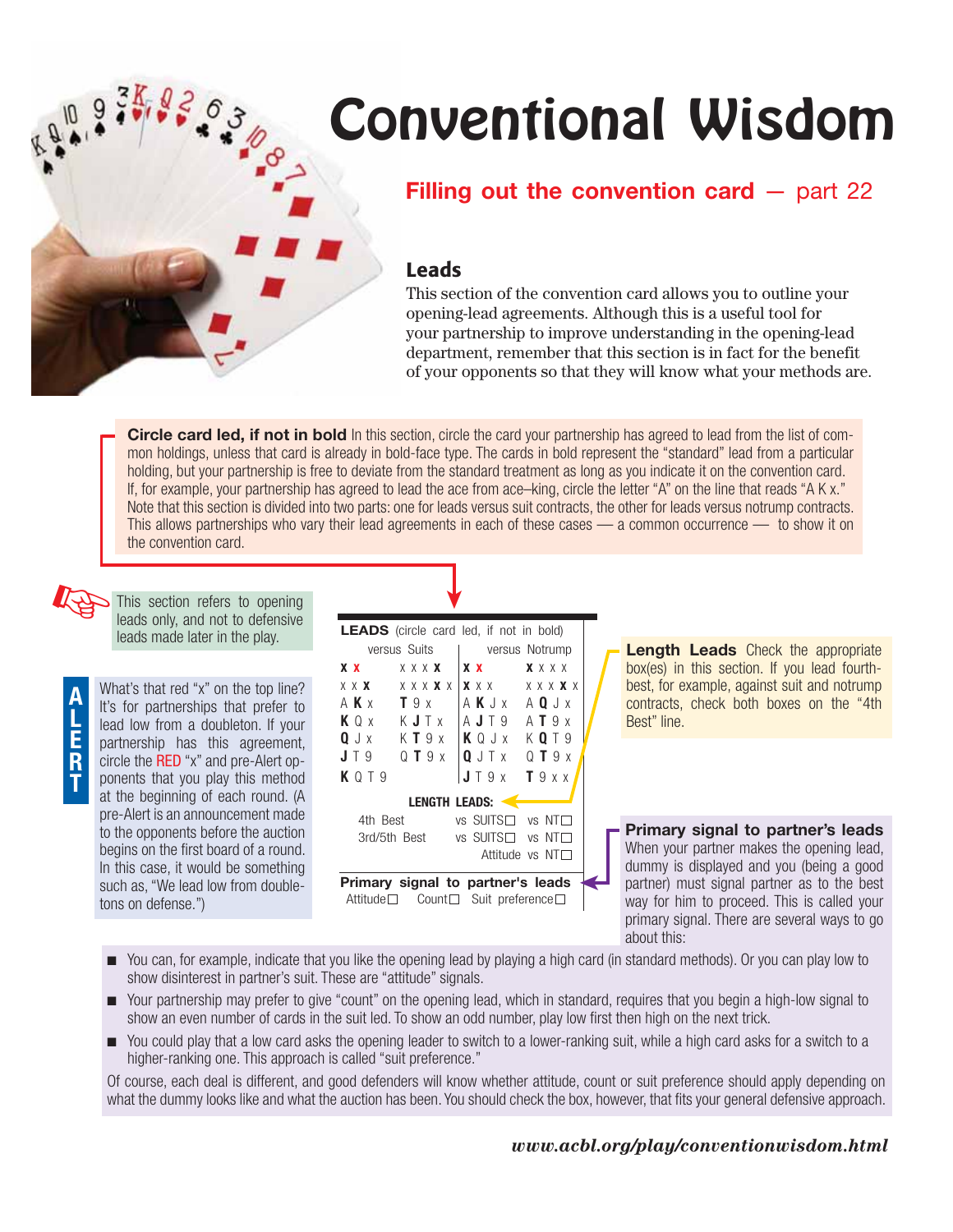# Conventional Wisdom

## Filling out the convention card — part 22

### Leads

This section of the convention card allows you to outline your opening-lead agreements. Although this is a useful tool for your partnership to improve understanding in the opening-lead department, remember that this section is in fact for the benefit of your opponents so that they will know what your methods are.

**Circle card led, if not in bold** In this section, circle the card your partnership has agreed to lead from the list of common holdings, unless that card is already in bold-face type. The cards in bold represent the "standard" lead from a particular holding, but your partnership is free to deviate from the standard treatment as long as you indicate it on the convention card. If, for example, your partnership has agreed to lead the ace from ace–king, circle the letter "A" on the line that reads "A K x." Note that this section is divided into two parts: one for leads versus suit contracts, the other for leads versus notrump contracts. This allows partnerships who vary their lead agreements in each of these cases — a common occurrence — to show it on the convention card.

This section refers to opening leads only, and not to defensive leads made later in the play.

**ALERT**

What's that red "x" on the top line? It's for partnerships that prefer to lead low from a doubleton. If your partnership has this agreement, circle the RED "x" and pre-Alert opponents that you play this method at the beginning of each round. (A pre-Alert is an announcement made to the opponents before the auction begins on the first board of a round. In this case, it would be something such as, "We lead low from doubletons on defense.")

**LEADS** (circle card led, if not in bold)

| versus Suits | | versus Notrump | |
|---|---|---|---|
| **x** x | x x x **x** | **x** x | **x** x x x |
| x x **x** | x x x **x** x | **x** x x | x x x **x** x |
| A **K** x | **T** 9 x | A **K** J x | A **Q** J x |
| **K** Q x | K **J** T x | A **J** T 9 | A **T** 9 x |
| **Q** J x | K **T** 9 x | **K** Q J x | K **Q** T 9 |
| **J** T 9 | Q **T** 9 x | **Q** J T x | Q **T** 9 x |
| **K** Q T 9 | | **J** T 9 x | **T** 9 x x |

**LENGTH LEADS:**

4th Best vs SUITS☐ vs NT☐

3rd/5th Best vs SUITS☐ vs NT☐

Attitude vs NT☐

**Primary signal to partner's leads**

Attitude☐ Count☐ Suit preference☐

**Length Leads** Check the appropriate box(es) in this section. If you lead fourth-best, for example, against suit and notrump contracts, check both boxes on the "4th Best" line.

**Primary signal to partner's leads** When your partner makes the opening lead, dummy is displayed and you (being a good partner) must signal partner as to the best way for him to proceed. This is called your primary signal. There are several ways to go about this:

- You can, for example, indicate that you like the opening lead by playing a high card (in standard methods). Or you can play low to show disinterest in partner's suit. These are "attitude" signals.
- Your partnership may prefer to give "count" on the opening lead, which in standard, requires that you begin a high-low signal to show an even number of cards in the suit led. To show an odd number, play low first then high on the next trick.
- You could play that a low card asks the opening leader to switch to a lower-ranking suit, while a high card asks for a switch to a higher-ranking one. This approach is called "suit preference."

Of course, each deal is different, and good defenders will know whether attitude, count or suit preference should apply depending on what the dummy looks like and what the auction has been. You should check the box, however, that fits your general defensive approach.

*www.acbl.org/play/conventionwisdom.html*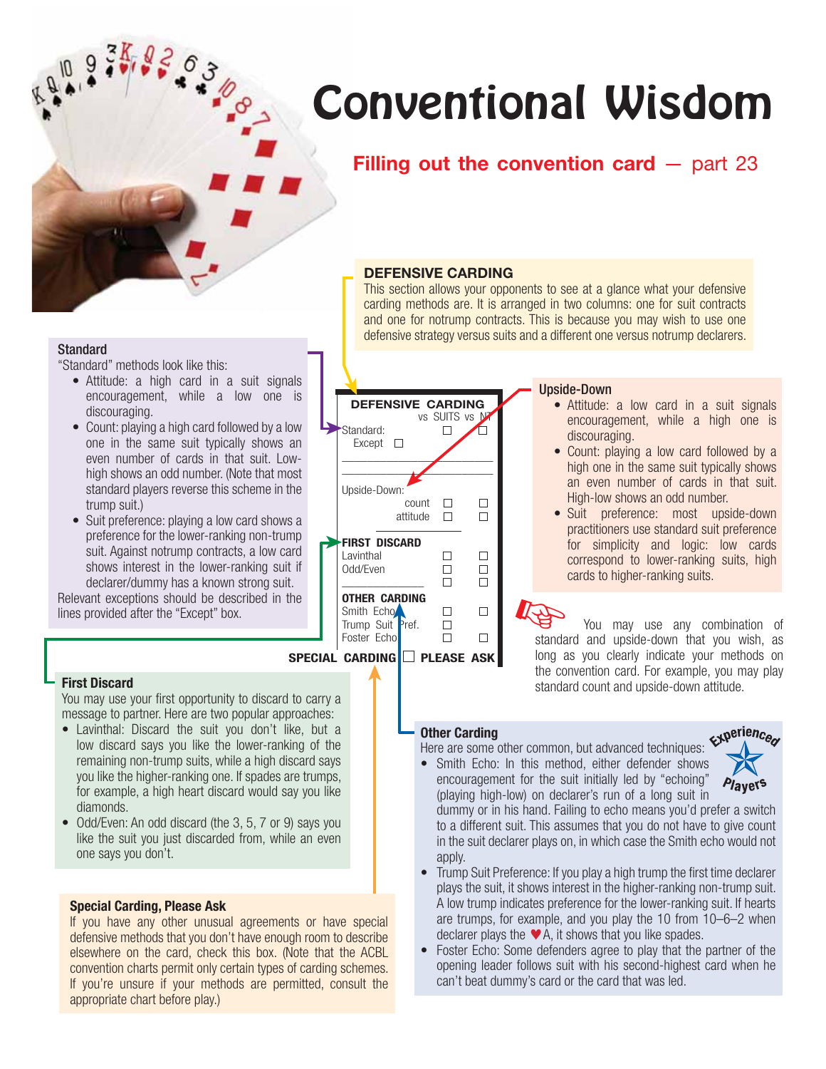# Conventional Wisdom

## Filling out the convention card — part 23

### DEFENSIVE CARDING

This section allows your opponents to see at a glance what your defensive carding methods are. It is arranged in two columns: one for suit contracts and one for notrump contracts. This is because you may wish to use one defensive strategy versus suits and a different one versus notrump declarers.

| DEFENSIVE CARDING | vs SUITS | vs NT |
|---|---|---|
| Standard: | ☐ | ☐ |
| Except ☐ | | |
| Upside-Down: | | |
| count | ☐ | ☐ |
| attitude | ☐ | ☐ |
| **FIRST DISCARD** | | |
| Lavinthal | ☐ | ☐ |
| Odd/Even | ☐ | ☐ |
| | ☐ | ☐ |
| **OTHER CARDING** | | |
| Smith Echo | ☐ | ☐ |
| Trump Suit Pref. | ☐ | |
| Foster Echo | ☐ | ☐ |
| **SPECIAL CARDING** ☐ **PLEASE ASK** | | |

### Standard

"Standard" methods look like this:

- Attitude: a high card in a suit signals encouragement, while a low one is discouraging.
- Count: playing a high card followed by a low one in the same suit typically shows an even number of cards in that suit. Low-high shows an odd number. (Note that most standard players reverse this scheme in the trump suit.)
- Suit preference: playing a low card shows a preference for the lower-ranking non-trump suit. Against notrump contracts, a low card shows interest in the lower-ranking suit if declarer/dummy has a known strong suit.

Relevant exceptions should be described in the lines provided after the "Except" box.

### Upside-Down

- Attitude: a low card in a suit signals encouragement, while a high one is discouraging.
- Count: playing a low card followed by a high one in the same suit typically shows an even number of cards in that suit. High-low shows an odd number.
- Suit preference: most upside-down practitioners use standard suit preference for simplicity and logic: low cards correspond to lower-ranking suits, high cards to higher-ranking suits.

You may use any combination of standard and upside-down that you wish, as long as you clearly indicate your methods on the convention card. For example, you may play standard count and upside-down attitude.

### First Discard

You may use your first opportunity to discard to carry a message to partner. Here are two popular approaches:

- Lavinthal: Discard the suit you don't like, but a low discard says you like the lower-ranking of the remaining non-trump suits, while a high discard says you like the higher-ranking one. If spades are trumps, for example, a high heart discard would say you like diamonds.
- Odd/Even: An odd discard (the 3, 5, 7 or 9) says you like the suit you just discarded from, while an even one says you don't.

### Special Carding, Please Ask

If you have any other unusual agreements or have special defensive methods that you don't have enough room to describe elsewhere on the card, check this box. (Note that the ACBL convention charts permit only certain types of carding schemes. If you're unsure if your methods are permitted, consult the appropriate chart before play.)

### Other Carding

*Experienced Players*

Here are some other common, but advanced techniques:

- Smith Echo: In this method, either defender shows encouragement for the suit initially led by "echoing" (playing high-low) on declarer's run of a long suit in dummy or in his hand. Failing to echo means you'd prefer a switch to a different suit. This assumes that you do not have to give count in the suit declarer plays on, in which case the Smith echo would not apply.
- Trump Suit Preference: If you play a high trump the first time declarer plays the suit, it shows interest in the higher-ranking non-trump suit. A low trump indicates preference for the lower-ranking suit. If hearts are trumps, for example, and you play the 10 from 10–6–2 when declarer plays the ♥A, it shows that you like spades.
- Foster Echo: Some defenders agree to play that the partner of the opening leader follows suit with his second-highest card when he can't beat dummy's card or the card that was led.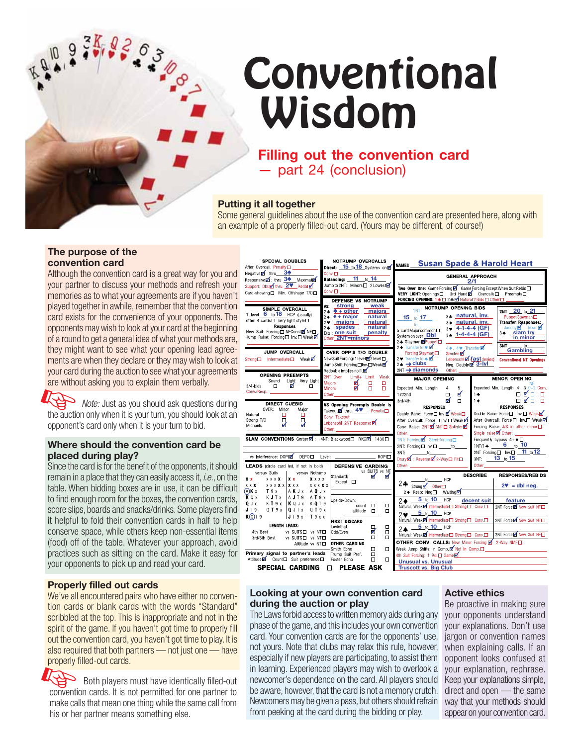# Conventional Wisdom

## Filling out the convention card — part 24 (conclusion)

### Putting it all together

Some general guidelines about the use of the convention card are presented here, along with an example of a properly filled-out card. (Yours may be different, of course!)

### The purpose of the convention card

Although the convention card is a great way for you and your partner to discuss your methods and refresh your memories as to what your agreements are if you haven't played together in awhile, remember that the convention card exists for the convenience of your opponents. The opponents may wish to look at your card at the beginning of a round to get a general idea of what your methods are, they might want to see what your opening lead agreements are when they declare or they may wish to look at your card during the auction to see what your agreements are without asking you to explain them verbally.

*Note:* Just as you should ask questions during the auction only when it is your turn, you should look at an opponent's card only when it is your turn to bid.

### Where should the convention card be placed during play?

Since the card is for the benefit of the opponents, it should remain in a place that they can easily access it, *i.e.*, on the table. When bidding boxes are in use, it can be difficult to find enough room for the boxes, the convention cards, score slips, boards and snacks/drinks. Some players find it helpful to fold their convention cards in half to help conserve space, while others keep non-essential items (food) off of the table. Whatever your approach, avoid practices such as sitting on the card. Make it easy for your opponents to pick up and read your card.

### Properly filled out cards

We've all encountered pairs who have either no convention cards or blank cards with the words "Standard" scribbled at the top. This is inappropriate and not in the spirit of the game. If you haven't got time to properly fill out the convention card, you haven't got time to play. It is also required that both partners — not just one — have properly filled-out cards.

Both players must have identically filled-out convention cards. It is not permitted for one partner to make calls that mean one thing while the same call from his or her partner means something else.

### Looking at your own convention card during the auction or play

The Laws forbid access to written memory aids during any phase of the game, and this includes your own convention card. Your convention cards are for the opponents' use, not yours. Note that clubs may relax this rule, however, especially if new players are participating, to assist them in learning. Experienced players may wish to overlook a newcomer's dependence on the card. All players should be aware, however, that the card is not a memory crutch. Newcomers may be given a pass, but others should refrain from peeking at the card during the bidding or play.

### Active ethics

Be proactive in making sure your opponents understand your explanations. Don't use jargon or convention names when explaining calls. If an opponent looks confused at your explanation, rephrase. Keep your explanations simple, direct and open — the same way that your methods should appear on your convention card.